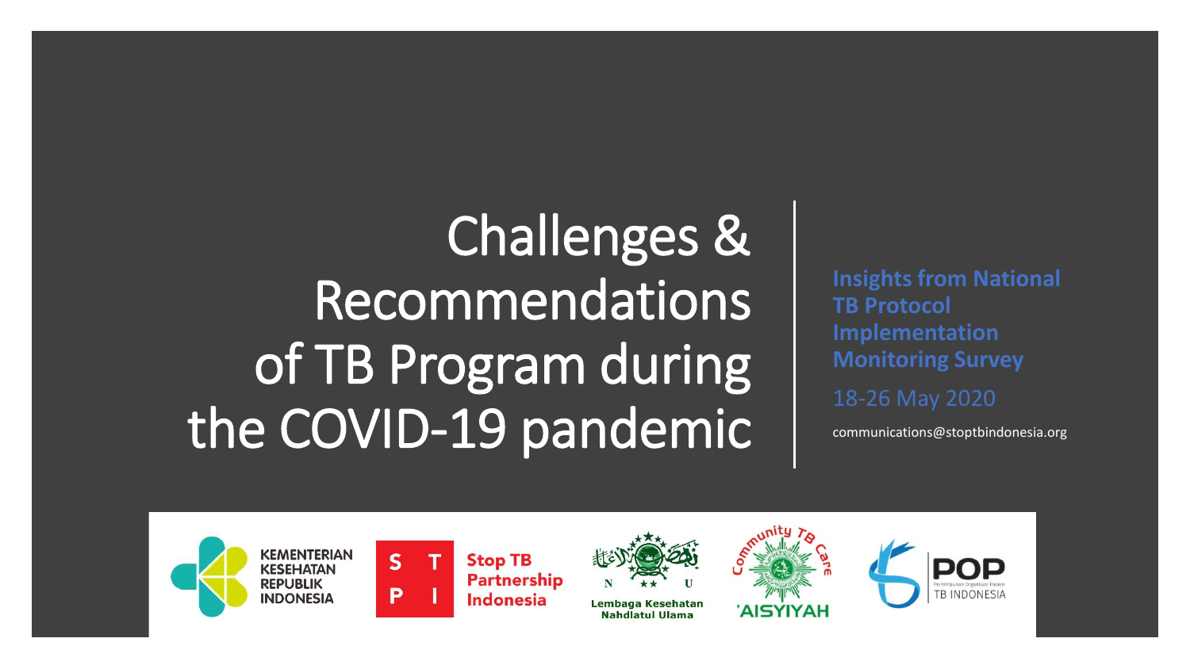# Challenges & Recommendations of TB Program during the COVID-19 pandemic

**Insights from National TB Protocol Implementation Monitoring Survey**

18-26 May 2020

communications@stoptbindonesia.org

KEMENTERIAN KESEHATAN REPUBLIK INDONESIA

Stop TB Partnership Indonesia

Lembaga Kesehatan Nahdlatul Ulama

Community TB Care 'AISYIYAH

POP TB INDONESIA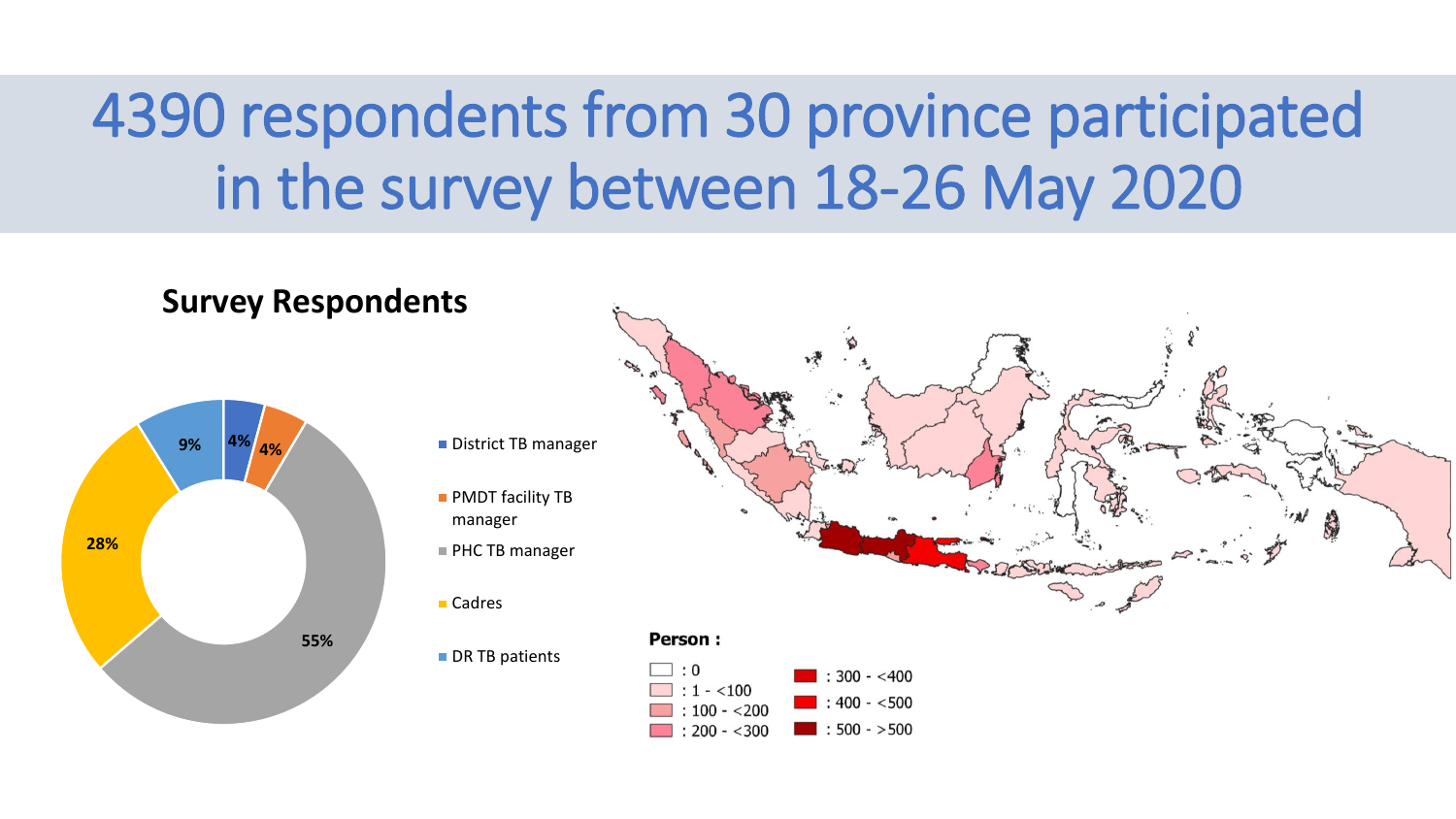# 4390 respondents from 30 province participated in the survey between 18-26 May 2020

## Survey Respondents

- District TB manager: 4%
- PMDT facility TB manager: 4%
- PHC TB manager: 55%
- Cadres: 28%
- DR TB patients: 9%

**Person :**

- : 0
- : 1 - <100
- : 100 - <200
- : 200 - <300
- : 300 - <400
- : 400 - <500
- : 500 - >500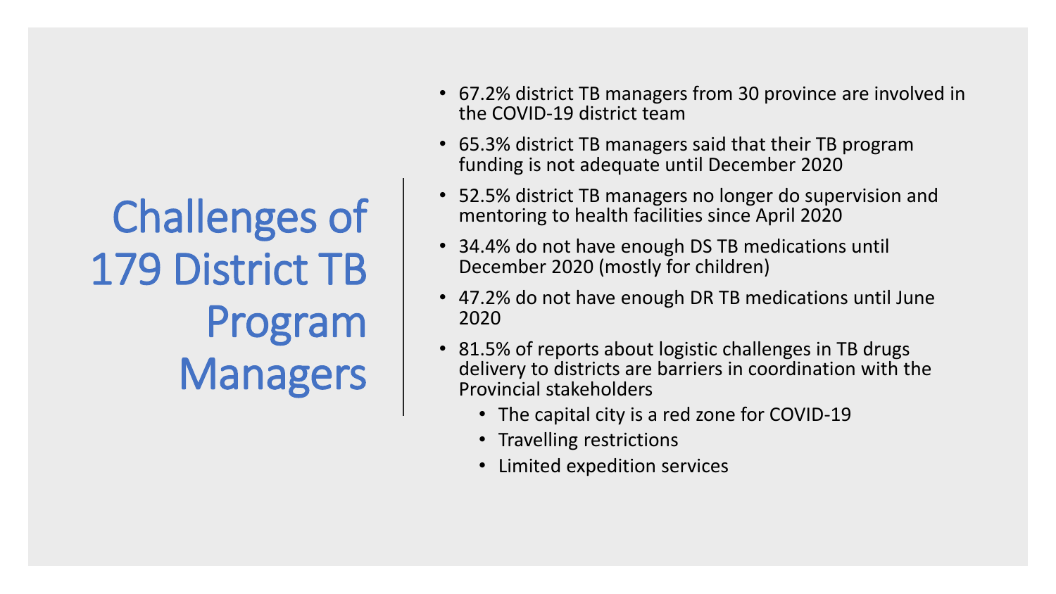# Challenges of 179 District TB Program Managers

- 67.2% district TB managers from 30 province are involved in the COVID-19 district team
- 65.3% district TB managers said that their TB program funding is not adequate until December 2020
- 52.5% district TB managers no longer do supervision and mentoring to health facilities since April 2020
- 34.4% do not have enough DS TB medications until December 2020 (mostly for children)
- 47.2% do not have enough DR TB medications until June 2020
- 81.5% of reports about logistic challenges in TB drugs delivery to districts are barriers in coordination with the Provincial stakeholders
  - The capital city is a red zone for COVID-19
  - Travelling restrictions
  - Limited expedition services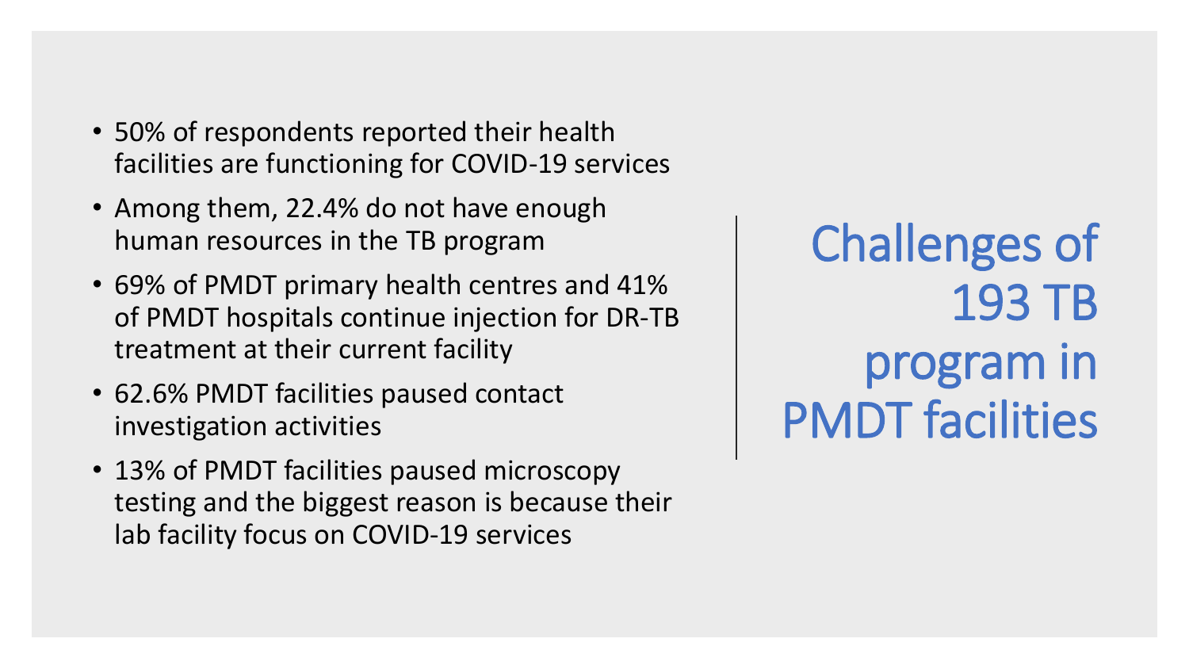# Challenges of 193 TB program in PMDT facilities

- 50% of respondents reported their health facilities are functioning for COVID-19 services
- Among them, 22.4% do not have enough human resources in the TB program
- 69% of PMDT primary health centres and 41% of PMDT hospitals continue injection for DR-TB treatment at their current facility
- 62.6% PMDT facilities paused contact investigation activities
- 13% of PMDT facilities paused microscopy testing and the biggest reason is because their lab facility focus on COVID-19 services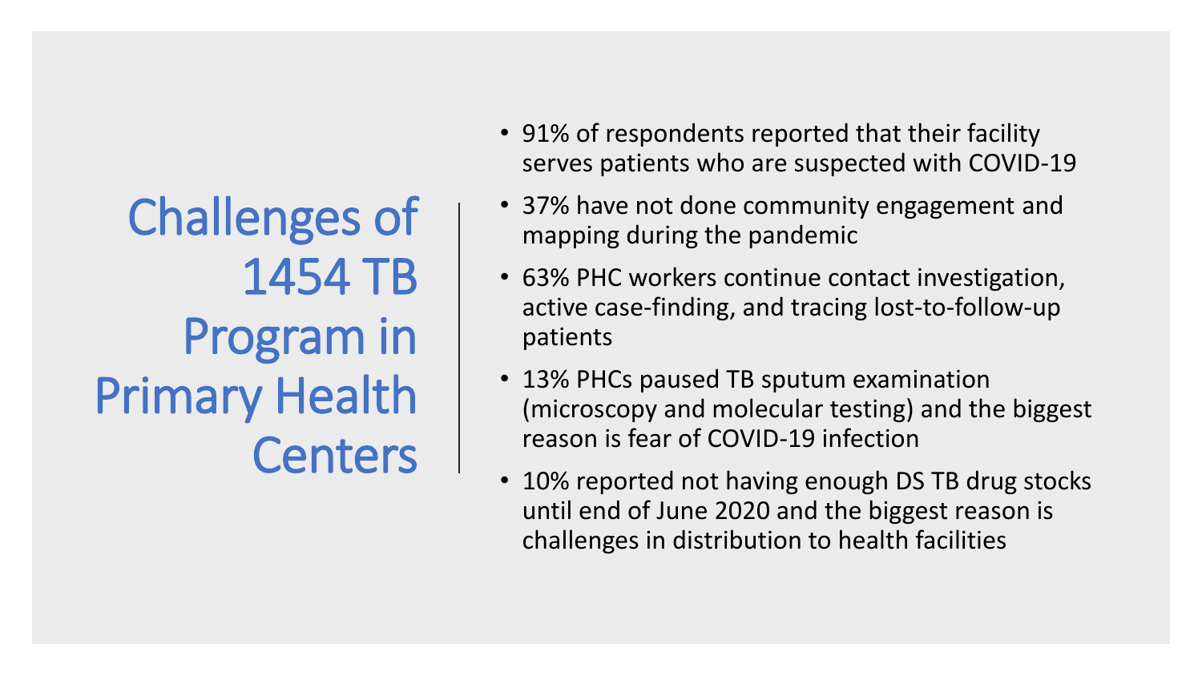# Challenges of 1454 TB Program in Primary Health Centers

- 91% of respondents reported that their facility serves patients who are suspected with COVID-19
- 37% have not done community engagement and mapping during the pandemic
- 63% PHC workers continue contact investigation, active case-finding, and tracing lost-to-follow-up patients
- 13% PHCs paused TB sputum examination (microscopy and molecular testing) and the biggest reason is fear of COVID-19 infection
- 10% reported not having enough DS TB drug stocks until end of June 2020 and the biggest reason is challenges in distribution to health facilities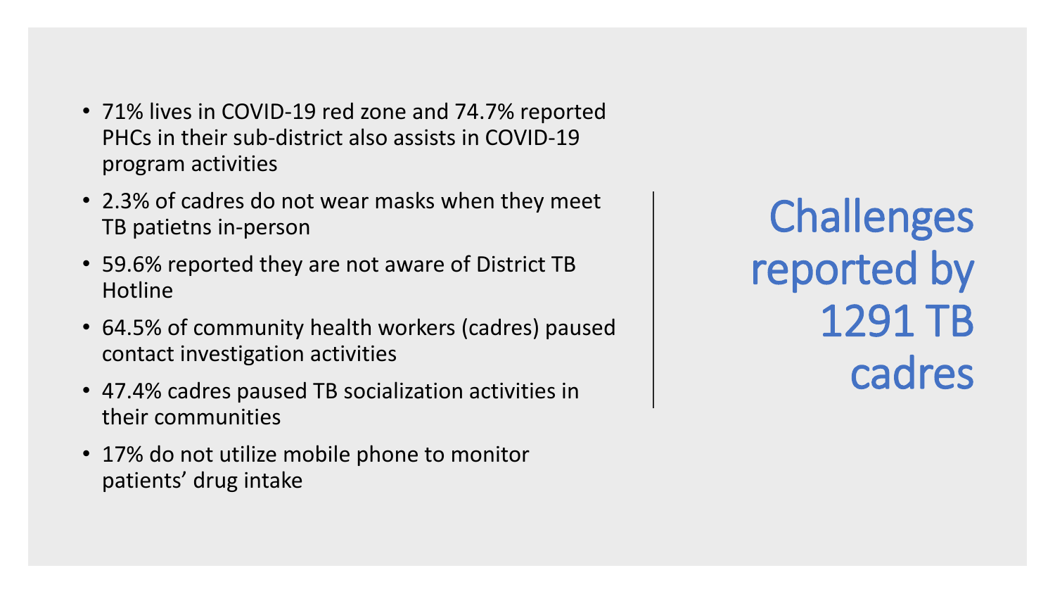# Challenges reported by 1291 TB cadres

- 71% lives in COVID-19 red zone and 74.7% reported PHCs in their sub-district also assists in COVID-19 program activities
- 2.3% of cadres do not wear masks when they meet TB patietns in-person
- 59.6% reported they are not aware of District TB Hotline
- 64.5% of community health workers (cadres) paused contact investigation activities
- 47.4% cadres paused TB socialization activities in their communities
- 17% do not utilize mobile phone to monitor patients' drug intake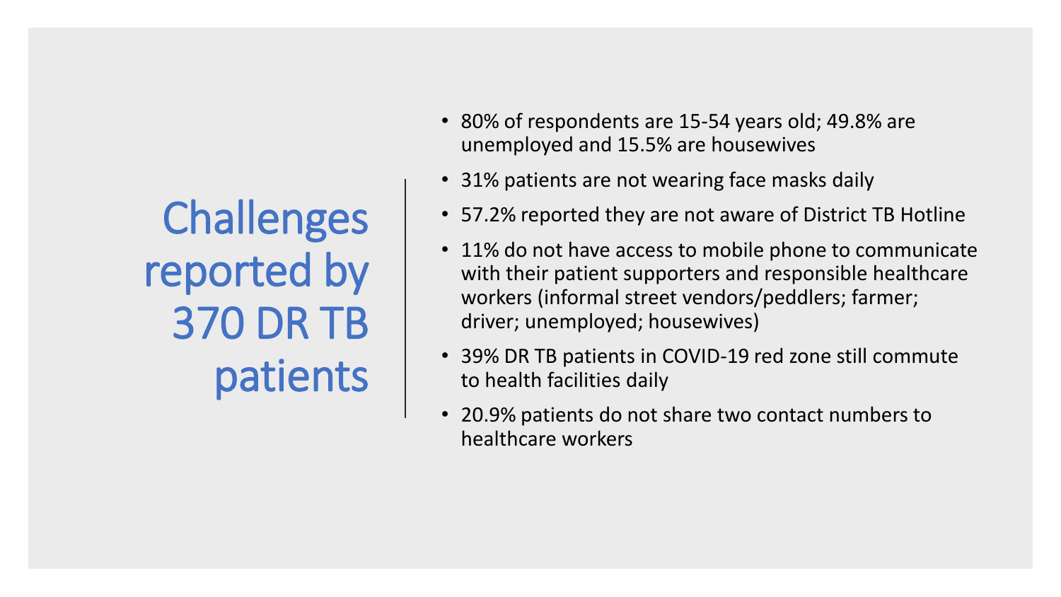# Challenges reported by 370 DR TB patients

- 80% of respondents are 15-54 years old; 49.8% are unemployed and 15.5% are housewives
- 31% patients are not wearing face masks daily
- 57.2% reported they are not aware of District TB Hotline
- 11% do not have access to mobile phone to communicate with their patient supporters and responsible healthcare workers (informal street vendors/peddlers; farmer; driver; unemployed; housewives)
- 39% DR TB patients in COVID-19 red zone still commute to health facilities daily
- 20.9% patients do not share two contact numbers to healthcare workers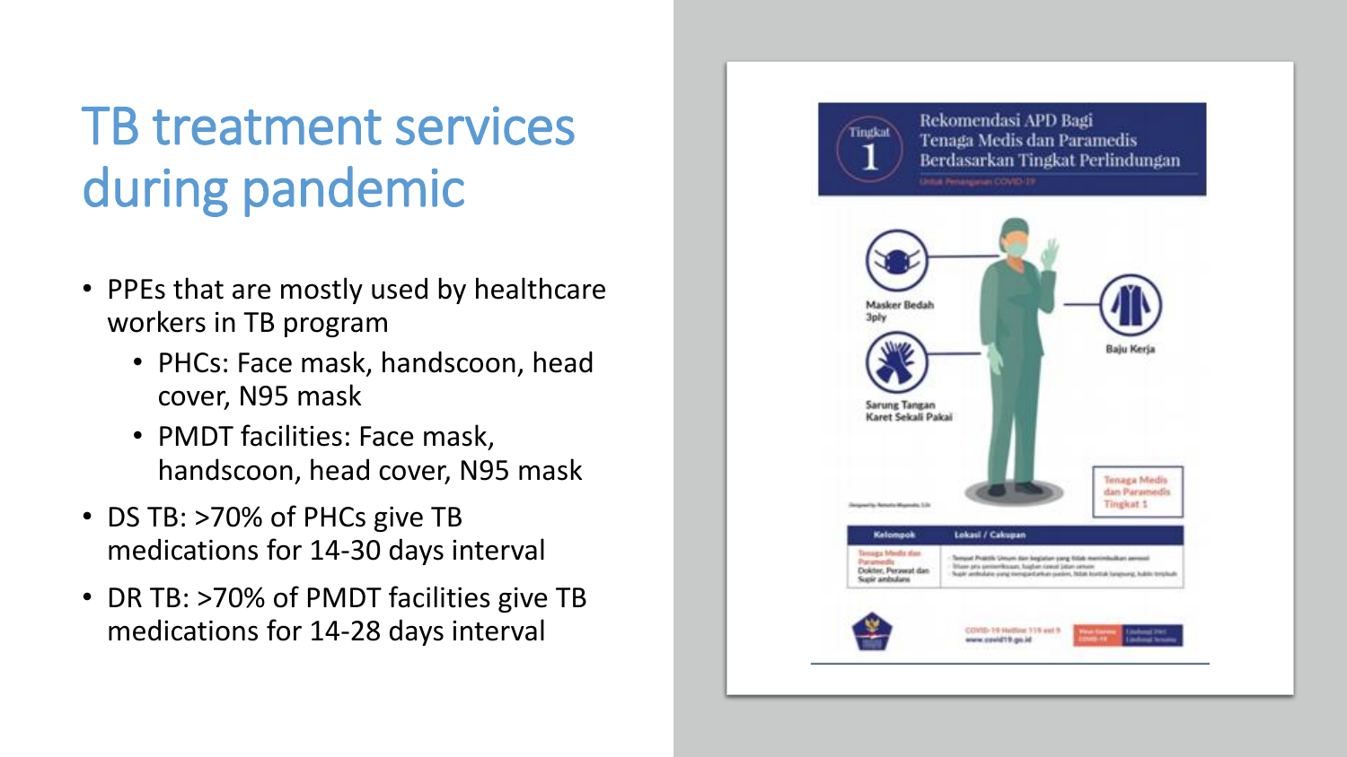# TB treatment services during pandemic

- PPEs that are mostly used by healthcare workers in TB program
  - PHCs: Face mask, handscoon, head cover, N95 mask
  - PMDT facilities: Face mask, handscoon, head cover, N95 mask
- DS TB: >70% of PHCs give TB medications for 14-30 days interval
- DR TB: >70% of PMDT facilities give TB medications for 14-28 days interval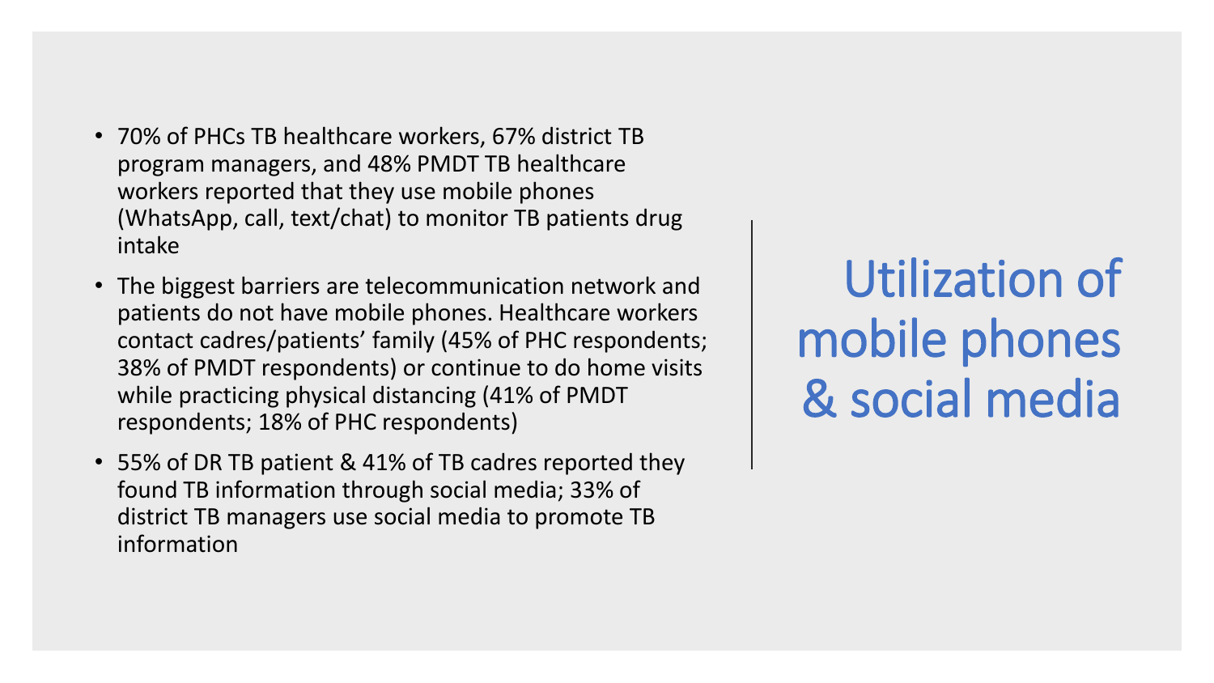# Utilization of mobile phones & social media

- 70% of PHCs TB healthcare workers, 67% district TB program managers, and 48% PMDT TB healthcare workers reported that they use mobile phones (WhatsApp, call, text/chat) to monitor TB patients drug intake
- The biggest barriers are telecommunication network and patients do not have mobile phones. Healthcare workers contact cadres/patients' family (45% of PHC respondents; 38% of PMDT respondents) or continue to do home visits while practicing physical distancing (41% of PMDT respondents; 18% of PHC respondents)
- 55% of DR TB patient & 41% of TB cadres reported they found TB information through social media; 33% of district TB managers use social media to promote TB information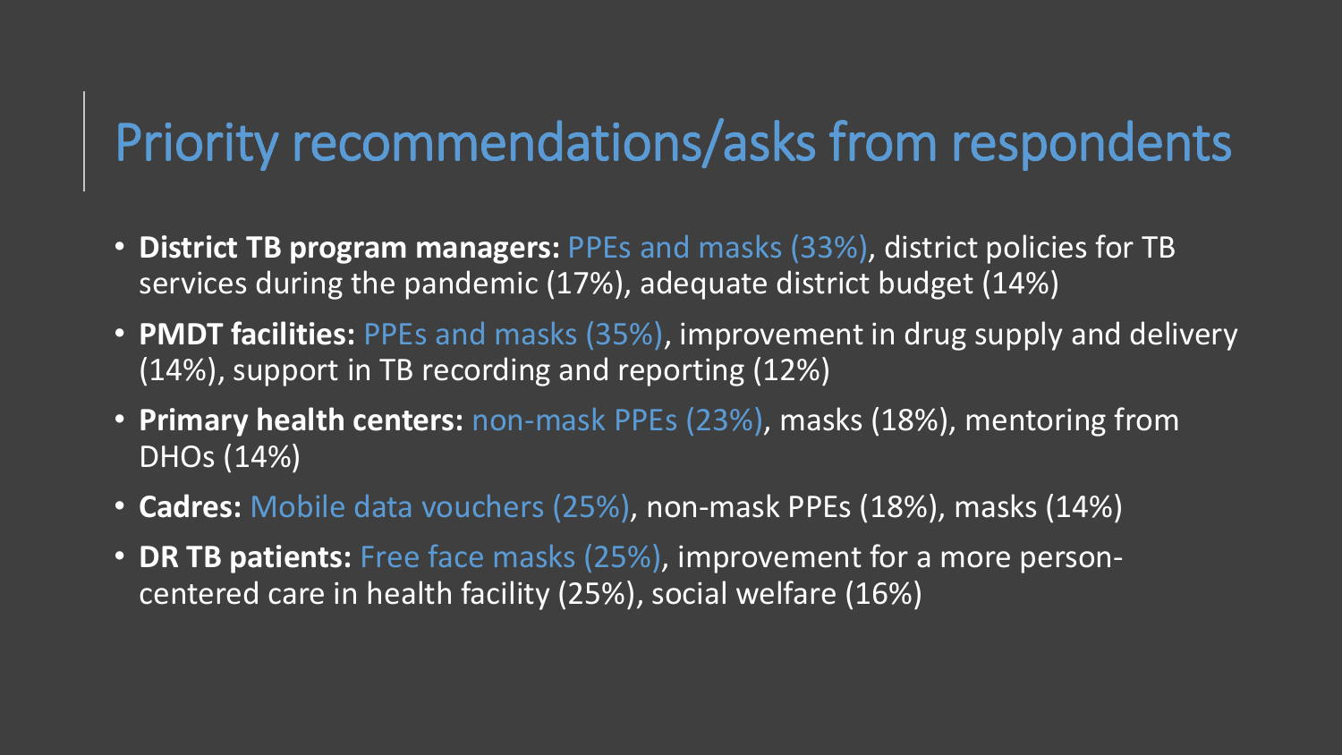# Priority recommendations/asks from respondents

- **District TB program managers:** PPEs and masks (33%), district policies for TB services during the pandemic (17%), adequate district budget (14%)
- **PMDT facilities:** PPEs and masks (35%), improvement in drug supply and delivery (14%), support in TB recording and reporting (12%)
- **Primary health centers:** non-mask PPEs (23%), masks (18%), mentoring from DHOs (14%)
- **Cadres:** Mobile data vouchers (25%), non-mask PPEs (18%), masks (14%)
- **DR TB patients:** Free face masks (25%), improvement for a more person-centered care in health facility (25%), social welfare (16%)